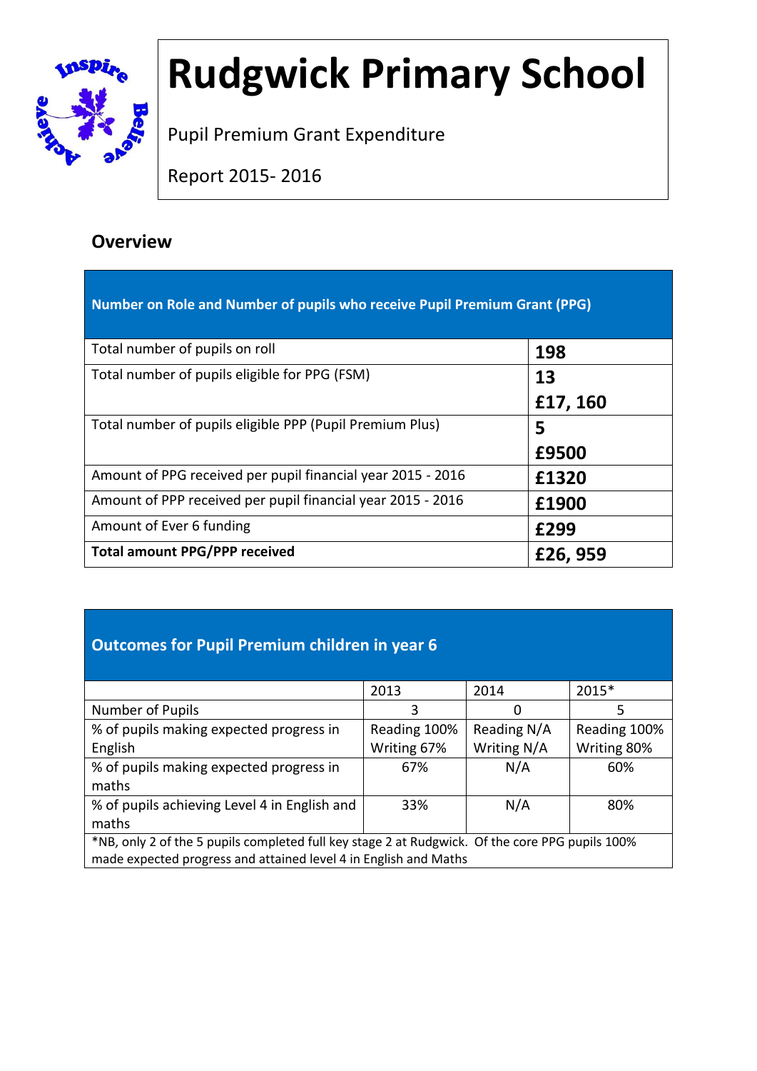# Rudgwick Primary School

Pupil Premium Grant Expenditure

Report 2015- 2016

## Overview

| Number on Role and Number of pupils who receive Pupil Premium Grant (PPG) | |
|---|---|
| Total number of pupils on roll | **198** |
| Total number of pupils eligible for PPG (FSM) | **13**<br>**£17, 160** |
| Total number of pupils eligible PPP (Pupil Premium Plus) | **5**<br>**£9500** |
| Amount of PPG received per pupil financial year 2015 - 2016 | **£1320** |
| Amount of PPP received per pupil financial year 2015 - 2016 | **£1900** |
| Amount of Ever 6 funding | **£299** |
| **Total amount PPG/PPP received** | **£26, 959** |

| Outcomes for Pupil Premium children in year 6 | | | |
|---|---|---|---|
| | 2013 | 2014 | 2015* |
| Number of Pupils | 3 | 0 | 5 |
| % of pupils making expected progress in English | Reading 100%<br>Writing 67% | Reading N/A<br>Writing N/A | Reading 100%<br>Writing 80% |
| % of pupils making expected progress in maths | 67% | N/A | 60% |
| % of pupils achieving Level 4 in English and maths | 33% | N/A | 80% |
| *NB, only 2 of the 5 pupils completed full key stage 2 at Rudgwick. Of the core PPG pupils 100% made expected progress and attained level 4 in English and Maths | | | |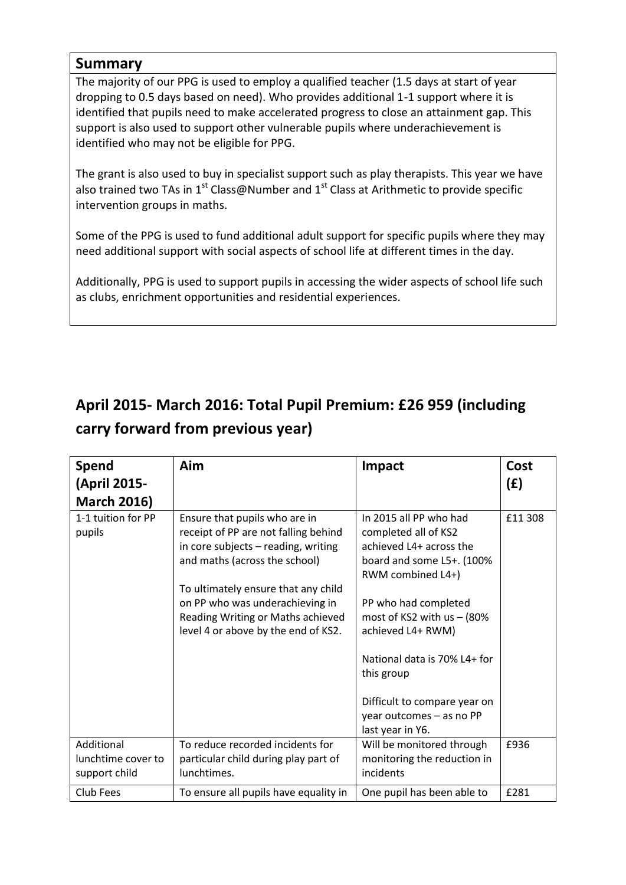## Summary

The majority of our PPG is used to employ a qualified teacher (1.5 days at start of year dropping to 0.5 days based on need). Who provides additional 1-1 support where it is identified that pupils need to make accelerated progress to close an attainment gap. This support is also used to support other vulnerable pupils where underachievement is identified who may not be eligible for PPG.

The grant is also used to buy in specialist support such as play therapists. This year we have also trained two TAs in 1st Class@Number and 1st Class at Arithmetic to provide specific intervention groups in maths.

Some of the PPG is used to fund additional adult support for specific pupils where they may need additional support with social aspects of school life at different times in the day.

Additionally, PPG is used to support pupils in accessing the wider aspects of school life such as clubs, enrichment opportunities and residential experiences.

## April 2015- March 2016: Total Pupil Premium: £26 959 (including carry forward from previous year)

| Spend (April 2015-March 2016) | Aim | Impact | Cost (£) |
|---|---|---|---|
| 1-1 tuition for PP pupils | Ensure that pupils who are in receipt of PP are not falling behind in core subjects – reading, writing and maths (across the school)<br><br>To ultimately ensure that any child on PP who was underachieving in Reading Writing or Maths achieved level 4 or above by the end of KS2. | In 2015 all PP who had completed all of KS2 achieved L4+ across the board and some L5+. (100% RWM combined L4+)<br><br>PP who had completed most of KS2 with us – (80% achieved L4+ RWM)<br><br>National data is 70% L4+ for this group<br><br>Difficult to compare year on year outcomes – as no PP last year in Y6. | £11 308 |
| Additional lunchtime cover to support child | To reduce recorded incidents for particular child during play part of lunchtimes. | Will be monitored through monitoring the reduction in incidents | £936 |
| Club Fees | To ensure all pupils have equality in | One pupil has been able to | £281 |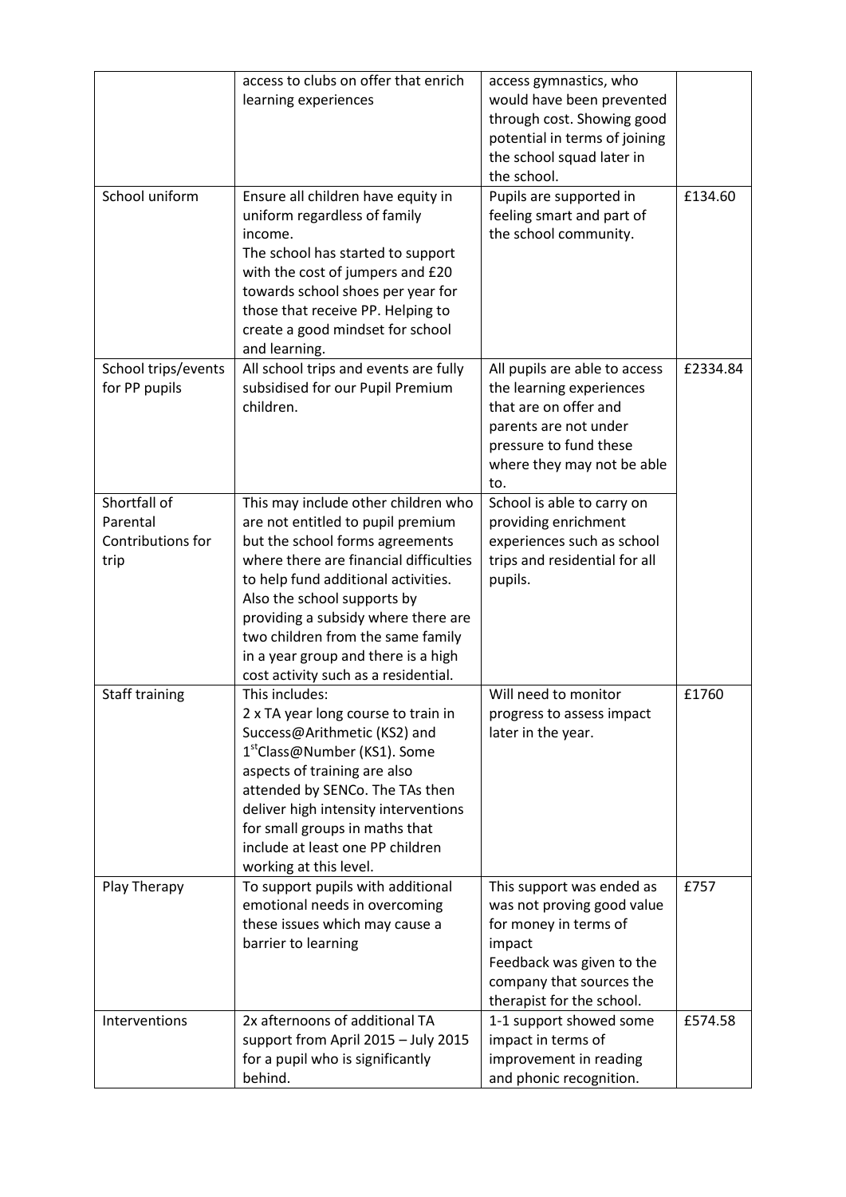|  | access to clubs on offer that enrich learning experiences | access gymnastics, who would have been prevented through cost. Showing good potential in terms of joining the school squad later in the school. |  |
| --- | --- | --- | --- |
| School uniform | Ensure all children have equity in uniform regardless of family income.<br>The school has started to support with the cost of jumpers and £20 towards school shoes per year for those that receive PP. Helping to create a good mindset for school and learning. | Pupils are supported in feeling smart and part of the school community. | £134.60 |
| School trips/events for PP pupils | All school trips and events are fully subsidised for our Pupil Premium children. | All pupils are able to access the learning experiences that are on offer and parents are not under pressure to fund these where they may not be able to. | £2334.84 |
| Shortfall of Parental Contributions for trip | This may include other children who are not entitled to pupil premium but the school forms agreements where there are financial difficulties to help fund additional activities. Also the school supports by providing a subsidy where there are two children from the same family in a year group and there is a high cost activity such as a residential. | School is able to carry on providing enrichment experiences such as school trips and residential for all pupils. |  |
| Staff training | This includes:<br>2 x TA year long course to train in Success@Arithmetic (KS2) and 1stClass@Number (KS1). Some aspects of training are also attended by SENCo. The TAs then deliver high intensity interventions for small groups in maths that include at least one PP children working at this level. | Will need to monitor progress to assess impact later in the year. | £1760 |
| Play Therapy | To support pupils with additional emotional needs in overcoming these issues which may cause a barrier to learning | This support was ended as was not proving good value for money in terms of impact<br>Feedback was given to the company that sources the therapist for the school. | £757 |
| Interventions | 2x afternoons of additional TA support from April 2015 – July 2015 for a pupil who is significantly behind. | 1-1 support showed some impact in terms of improvement in reading and phonic recognition. | £574.58 |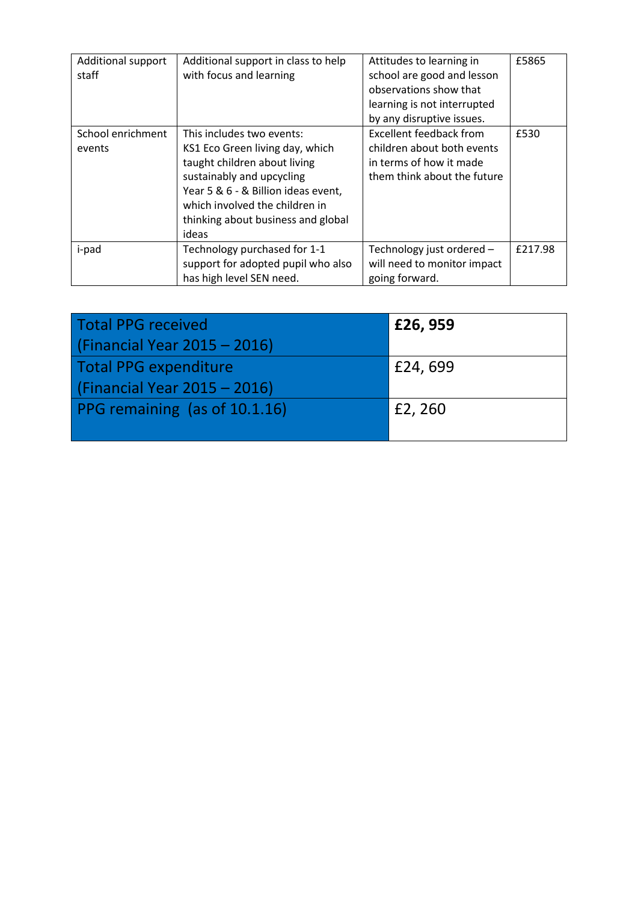| | | | |
|---|---|---|---|
| Additional support staff | Additional support in class to help with focus and learning | Attitudes to learning in school are good and lesson observations show that learning is not interrupted by any disruptive issues. | £5865 |
| School enrichment events | This includes two events:<br>KS1 Eco Green living day, which taught children about living sustainably and upcycling<br>Year 5 & 6 - & Billion ideas event, which involved the children in thinking about business and global ideas | Excellent feedback from children about both events in terms of how it made them think about the future | £530 |
| i-pad | Technology purchased for 1-1 support for adopted pupil who also has high level SEN need. | Technology just ordered – will need to monitor impact going forward. | £217.98 |

| | |
|---|---|
| Total PPG received (Financial Year 2015 – 2016) | **£26, 959** |
| Total PPG expenditure (Financial Year 2015 – 2016) | £24, 699 |
| PPG remaining (as of 10.1.16) | £2, 260 |